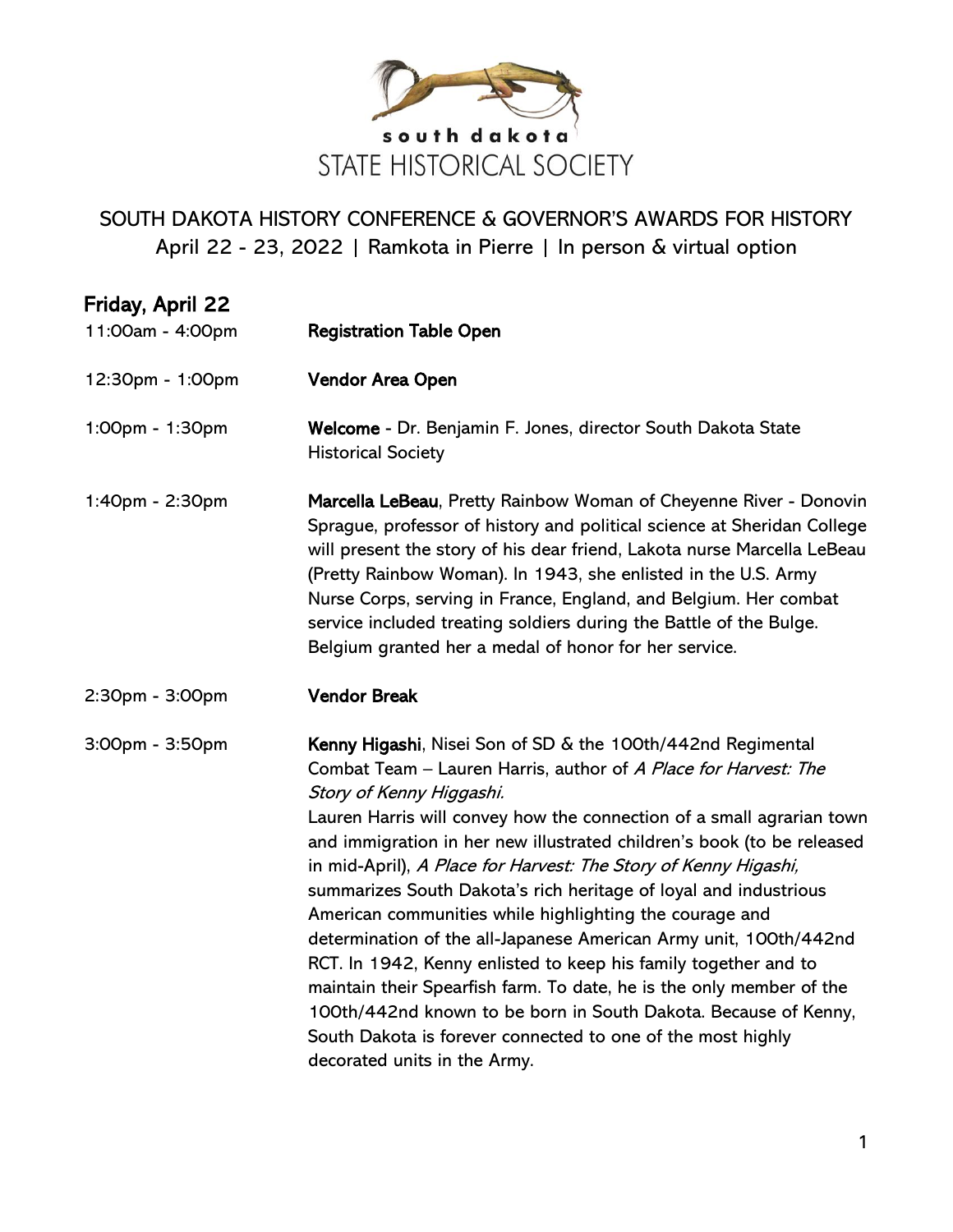south dakota
STATE HISTORICAL SOCIETY

# SOUTH DAKOTA HISTORY CONFERENCE & GOVERNOR'S AWARDS FOR HISTORY

April 22 - 23, 2022 | Ramkota in Pierre | In person & virtual option

## Friday, April 22

11:00am - 4:00pm — **Registration Table Open**

12:30pm - 1:00pm — **Vendor Area Open**

1:00pm - 1:30pm — **Welcome** - Dr. Benjamin F. Jones, director South Dakota State Historical Society

1:40pm - 2:30pm — **Marcella LeBeau**, Pretty Rainbow Woman of Cheyenne River - Donovin Sprague, professor of history and political science at Sheridan College will present the story of his dear friend, Lakota nurse Marcella LeBeau (Pretty Rainbow Woman). In 1943, she enlisted in the U.S. Army Nurse Corps, serving in France, England, and Belgium. Her combat service included treating soldiers during the Battle of the Bulge. Belgium granted her a medal of honor for her service.

2:30pm - 3:00pm — **Vendor Break**

3:00pm - 3:50pm — **Kenny Higashi**, Nisei Son of SD & the 100th/442nd Regimental Combat Team – Lauren Harris, author of *A Place for Harvest: The Story of Kenny Higgashi.*

Lauren Harris will convey how the connection of a small agrarian town and immigration in her new illustrated children's book (to be released in mid-April), *A Place for Harvest: The Story of Kenny Higashi,* summarizes South Dakota's rich heritage of loyal and industrious American communities while highlighting the courage and determination of the all-Japanese American Army unit, 100th/442nd RCT. In 1942, Kenny enlisted to keep his family together and to maintain their Spearfish farm. To date, he is the only member of the 100th/442nd known to be born in South Dakota. Because of Kenny, South Dakota is forever connected to one of the most highly decorated units in the Army.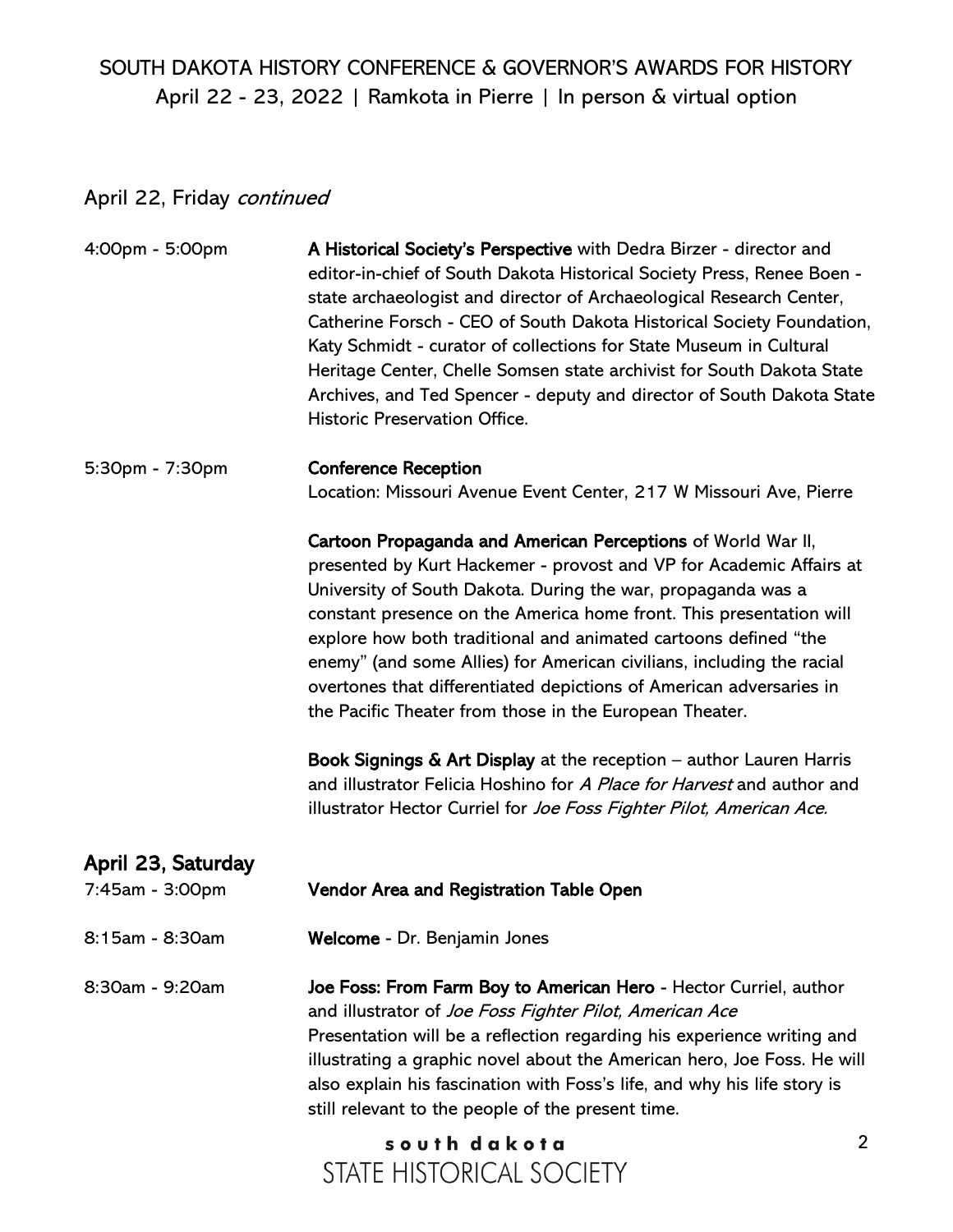April 22, Friday *continued*

4:00pm - 5:00pm **A Historical Society's Perspective** with Dedra Birzer - director and editor-in-chief of South Dakota Historical Society Press, Renee Boen - state archaeologist and director of Archaeological Research Center, Catherine Forsch - CEO of South Dakota Historical Society Foundation, Katy Schmidt - curator of collections for State Museum in Cultural Heritage Center, Chelle Somsen state archivist for South Dakota State Archives, and Ted Spencer - deputy and director of South Dakota State Historic Preservation Office.

5:30pm - 7:30pm **Conference Reception**
Location: Missouri Avenue Event Center, 217 W Missouri Ave, Pierre

**Cartoon Propaganda and American Perceptions** of World War II, presented by Kurt Hackemer - provost and VP for Academic Affairs at University of South Dakota. During the war, propaganda was a constant presence on the America home front. This presentation will explore how both traditional and animated cartoons defined "the enemy" (and some Allies) for American civilians, including the racial overtones that differentiated depictions of American adversaries in the Pacific Theater from those in the European Theater.

**Book Signings & Art Display** at the reception – author Lauren Harris and illustrator Felicia Hoshino for *A Place for Harvest* and author and illustrator Hector Curriel for *Joe Foss Fighter Pilot, American Ace.*

## April 23, Saturday

7:45am - 3:00pm **Vendor Area and Registration Table Open**

8:15am - 8:30am **Welcome** - Dr. Benjamin Jones

8:30am - 9:20am **Joe Foss: From Farm Boy to American Hero** - Hector Curriel, author and illustrator of *Joe Foss Fighter Pilot, American Ace*
Presentation will be a reflection regarding his experience writing and illustrating a graphic novel about the American hero, Joe Foss. He will also explain his fascination with Foss's life, and why his life story is still relevant to the people of the present time.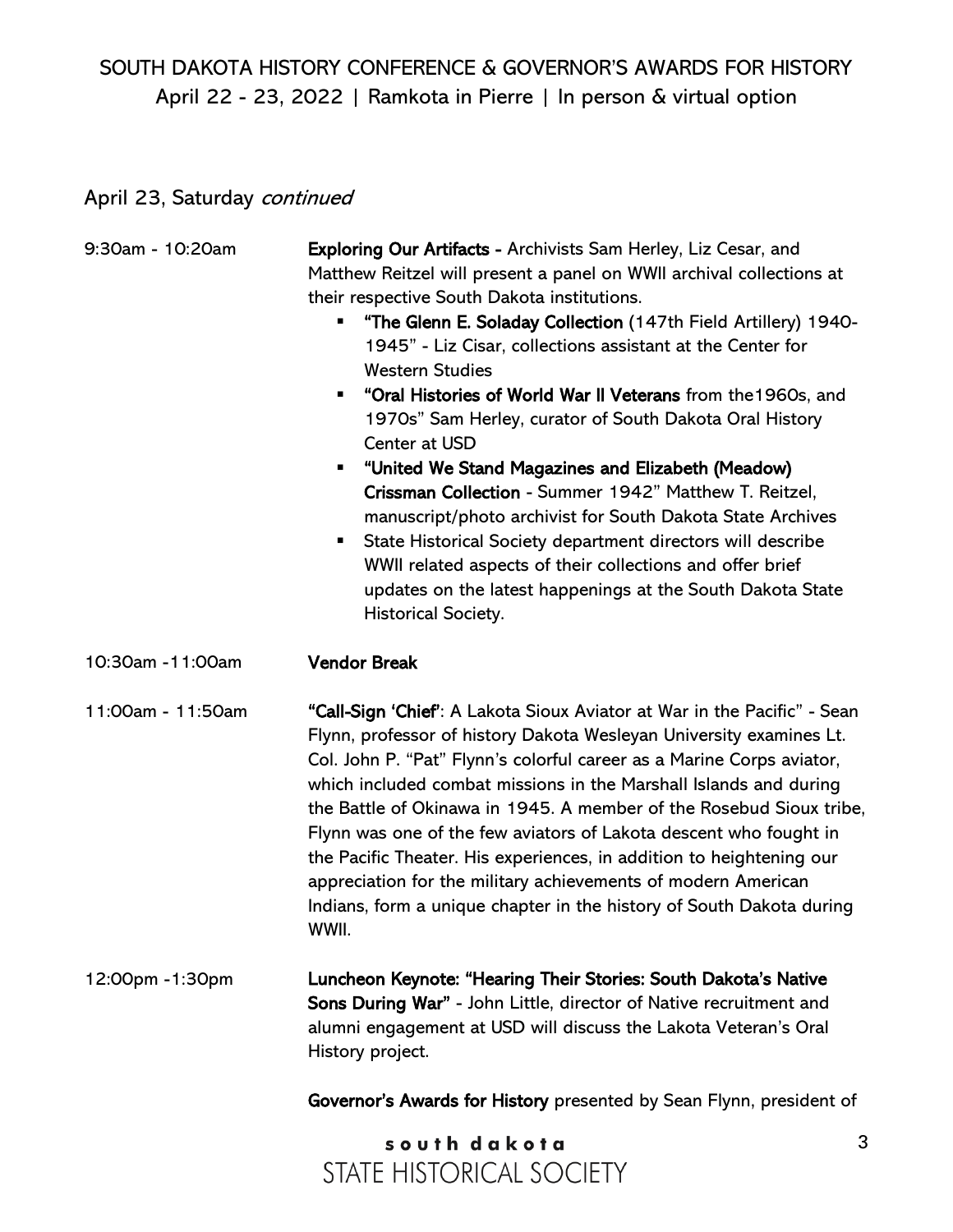## April 23, Saturday *continued*

**9:30am - 10:20am**

**Exploring Our Artifacts -** Archivists Sam Herley, Liz Cesar, and Matthew Reitzel will present a panel on WWII archival collections at their respective South Dakota institutions.

- **"The Glenn E. Soladay Collection** (147th Field Artillery) 1940-1945" - Liz Cisar, collections assistant at the Center for Western Studies
- **"Oral Histories of World War II Veterans** from the1960s, and 1970s" Sam Herley, curator of South Dakota Oral History Center at USD
- **"United We Stand Magazines and Elizabeth (Meadow) Crissman Collection** - Summer 1942" Matthew T. Reitzel, manuscript/photo archivist for South Dakota State Archives
- State Historical Society department directors will describe WWII related aspects of their collections and offer brief updates on the latest happenings at the South Dakota State Historical Society.

**10:30am -11:00am**

**Vendor Break**

**11:00am - 11:50am**

**"Call-Sign 'Chief'**: A Lakota Sioux Aviator at War in the Pacific" - Sean Flynn, professor of history Dakota Wesleyan University examines Lt. Col. John P. "Pat" Flynn's colorful career as a Marine Corps aviator, which included combat missions in the Marshall Islands and during the Battle of Okinawa in 1945. A member of the Rosebud Sioux tribe, Flynn was one of the few aviators of Lakota descent who fought in the Pacific Theater. His experiences, in addition to heightening our appreciation for the military achievements of modern American Indians, form a unique chapter in the history of South Dakota during WWII.

**12:00pm -1:30pm**

**Luncheon Keynote: "Hearing Their Stories: South Dakota's Native Sons During War"** - John Little, director of Native recruitment and alumni engagement at USD will discuss the Lakota Veteran's Oral History project.

**Governor's Awards for History** presented by Sean Flynn, president of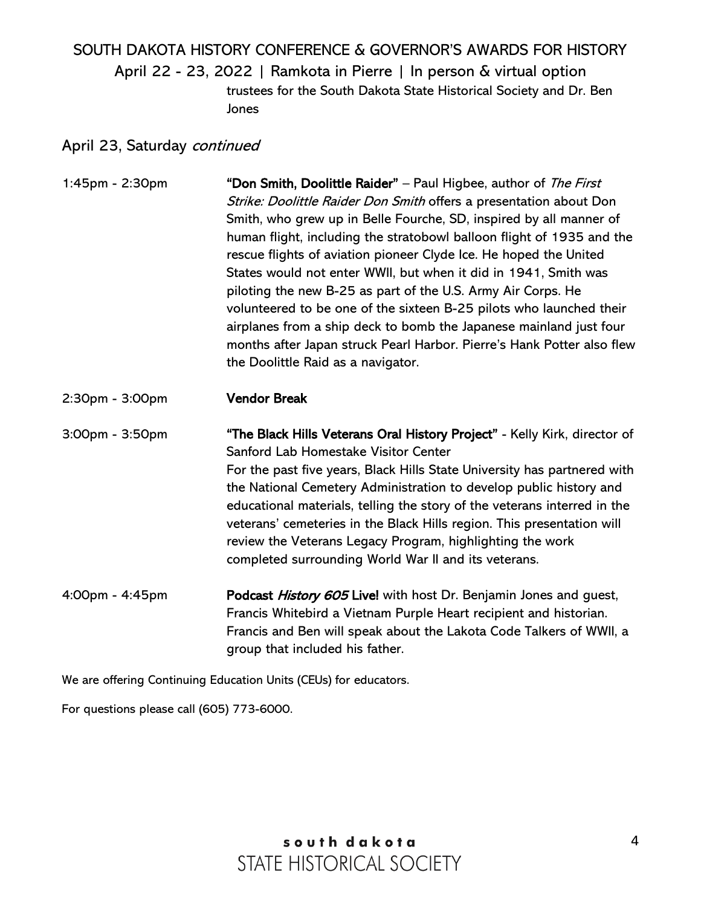trustees for the South Dakota State Historical Society and Dr. Ben Jones

## April 23, Saturday *continued*

| | |
|---|---|
| 1:45pm - 2:30pm | **"Don Smith, Doolittle Raider"** – Paul Higbee, author of *The First Strike: Doolittle Raider Don Smith* offers a presentation about Don Smith, who grew up in Belle Fourche, SD, inspired by all manner of human flight, including the stratobowl balloon flight of 1935 and the rescue flights of aviation pioneer Clyde Ice. He hoped the United States would not enter WWII, but when it did in 1941, Smith was piloting the new B-25 as part of the U.S. Army Air Corps. He volunteered to be one of the sixteen B-25 pilots who launched their airplanes from a ship deck to bomb the Japanese mainland just four months after Japan struck Pearl Harbor. Pierre's Hank Potter also flew the Doolittle Raid as a navigator. |
| 2:30pm - 3:00pm | **Vendor Break** |
| 3:00pm - 3:50pm | **"The Black Hills Veterans Oral History Project"** - Kelly Kirk, director of Sanford Lab Homestake Visitor Center<br>For the past five years, Black Hills State University has partnered with the National Cemetery Administration to develop public history and educational materials, telling the story of the veterans interred in the veterans' cemeteries in the Black Hills region. This presentation will review the Veterans Legacy Program, highlighting the work completed surrounding World War II and its veterans. |
| 4:00pm - 4:45pm | **Podcast *History 605* Live!** with host Dr. Benjamin Jones and guest, Francis Whitebird a Vietnam Purple Heart recipient and historian. Francis and Ben will speak about the Lakota Code Talkers of WWII, a group that included his father. |

We are offering Continuing Education Units (CEUs) for educators.

For questions please call (605) 773-6000.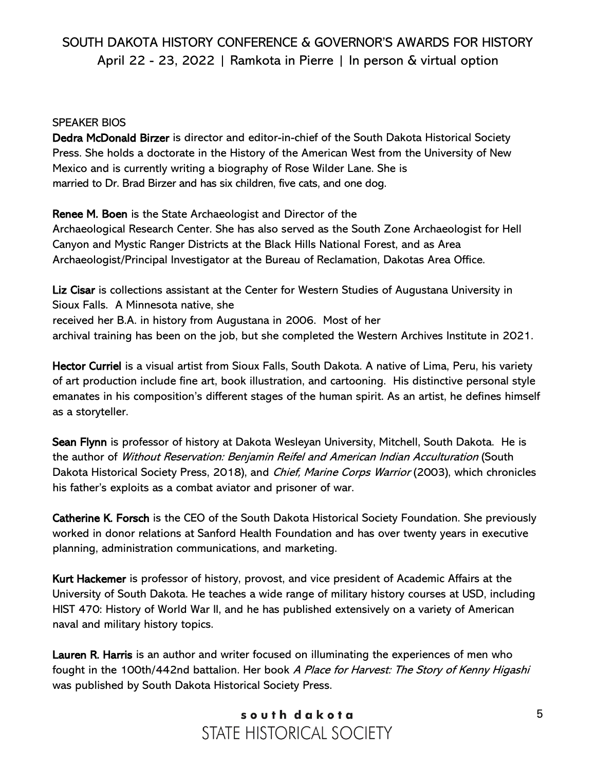SPEAKER BIOS

**Dedra McDonald Birzer** is director and editor-in-chief of the South Dakota Historical Society Press. She holds a doctorate in the History of the American West from the University of New Mexico and is currently writing a biography of Rose Wilder Lane. She is married to Dr. Brad Birzer and has six children, five cats, and one dog.

**Renee M. Boen** is the State Archaeologist and Director of the Archaeological Research Center. She has also served as the South Zone Archaeologist for Hell Canyon and Mystic Ranger Districts at the Black Hills National Forest, and as Area Archaeologist/Principal Investigator at the Bureau of Reclamation, Dakotas Area Office.

**Liz Cisar** is collections assistant at the Center for Western Studies of Augustana University in Sioux Falls. A Minnesota native, she received her B.A. in history from Augustana in 2006. Most of her archival training has been on the job, but she completed the Western Archives Institute in 2021.

**Hector Curriel** is a visual artist from Sioux Falls, South Dakota. A native of Lima, Peru, his variety of art production include fine art, book illustration, and cartooning. His distinctive personal style emanates in his composition's different stages of the human spirit. As an artist, he defines himself as a storyteller.

**Sean Flynn** is professor of history at Dakota Wesleyan University, Mitchell, South Dakota. He is the author of *Without Reservation: Benjamin Reifel and American Indian Acculturation* (South Dakota Historical Society Press, 2018), and *Chief, Marine Corps Warrior* (2003), which chronicles his father's exploits as a combat aviator and prisoner of war.

**Catherine K. Forsch** is the CEO of the South Dakota Historical Society Foundation. She previously worked in donor relations at Sanford Health Foundation and has over twenty years in executive planning, administration communications, and marketing.

**Kurt Hackemer** is professor of history, provost, and vice president of Academic Affairs at the University of South Dakota. He teaches a wide range of military history courses at USD, including HIST 470: History of World War II, and he has published extensively on a variety of American naval and military history topics.

**Lauren R. Harris** is an author and writer focused on illuminating the experiences of men who fought in the 100th/442nd battalion. Her book *A Place for Harvest: The Story of Kenny Higashi* was published by South Dakota Historical Society Press.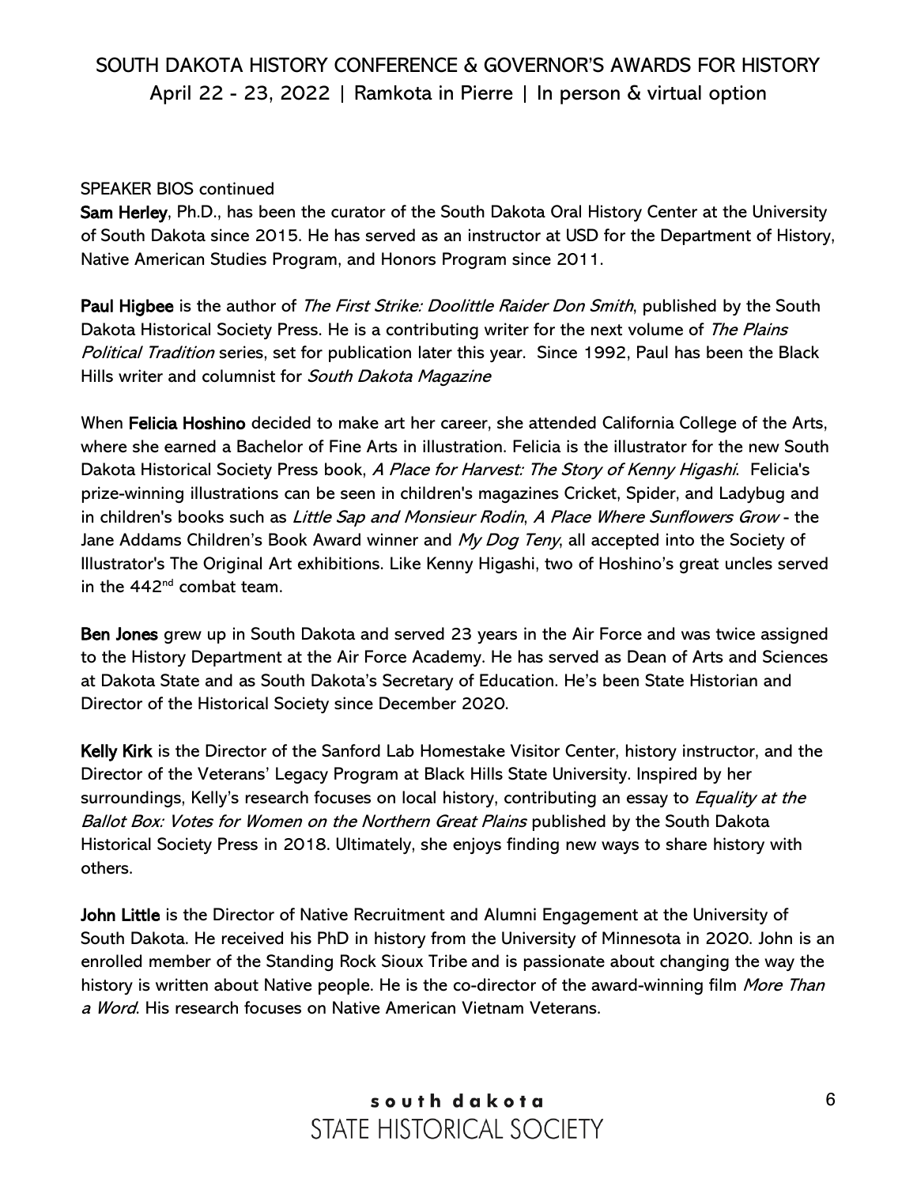SPEAKER BIOS continued

**Sam Herley**, Ph.D., has been the curator of the South Dakota Oral History Center at the University of South Dakota since 2015. He has served as an instructor at USD for the Department of History, Native American Studies Program, and Honors Program since 2011.

**Paul Higbee** is the author of *The First Strike: Doolittle Raider Don Smith*, published by the South Dakota Historical Society Press. He is a contributing writer for the next volume of *The Plains Political Tradition* series, set for publication later this year. Since 1992, Paul has been the Black Hills writer and columnist for *South Dakota Magazine*

When **Felicia Hoshino** decided to make art her career, she attended California College of the Arts, where she earned a Bachelor of Fine Arts in illustration. Felicia is the illustrator for the new South Dakota Historical Society Press book, *A Place for Harvest: The Story of Kenny Higashi*. Felicia's prize-winning illustrations can be seen in children's magazines Cricket, Spider, and Ladybug and in children's books such as *Little Sap and Monsieur Rodin*, *A Place Where Sunflowers Grow* - the Jane Addams Children's Book Award winner and *My Dog Teny*, all accepted into the Society of Illustrator's The Original Art exhibitions. Like Kenny Higashi, two of Hoshino's great uncles served in the 442nd combat team.

**Ben Jones** grew up in South Dakota and served 23 years in the Air Force and was twice assigned to the History Department at the Air Force Academy. He has served as Dean of Arts and Sciences at Dakota State and as South Dakota's Secretary of Education. He's been State Historian and Director of the Historical Society since December 2020.

**Kelly Kirk** is the Director of the Sanford Lab Homestake Visitor Center, history instructor, and the Director of the Veterans' Legacy Program at Black Hills State University. Inspired by her surroundings, Kelly's research focuses on local history, contributing an essay to *Equality at the Ballot Box: Votes for Women on the Northern Great Plains* published by the South Dakota Historical Society Press in 2018. Ultimately, she enjoys finding new ways to share history with others.

**John Little** is the Director of Native Recruitment and Alumni Engagement at the University of South Dakota. He received his PhD in history from the University of Minnesota in 2020. John is an enrolled member of the Standing Rock Sioux Tribe and is passionate about changing the way the history is written about Native people. He is the co-director of the award-winning film *More Than a Word*. His research focuses on Native American Vietnam Veterans.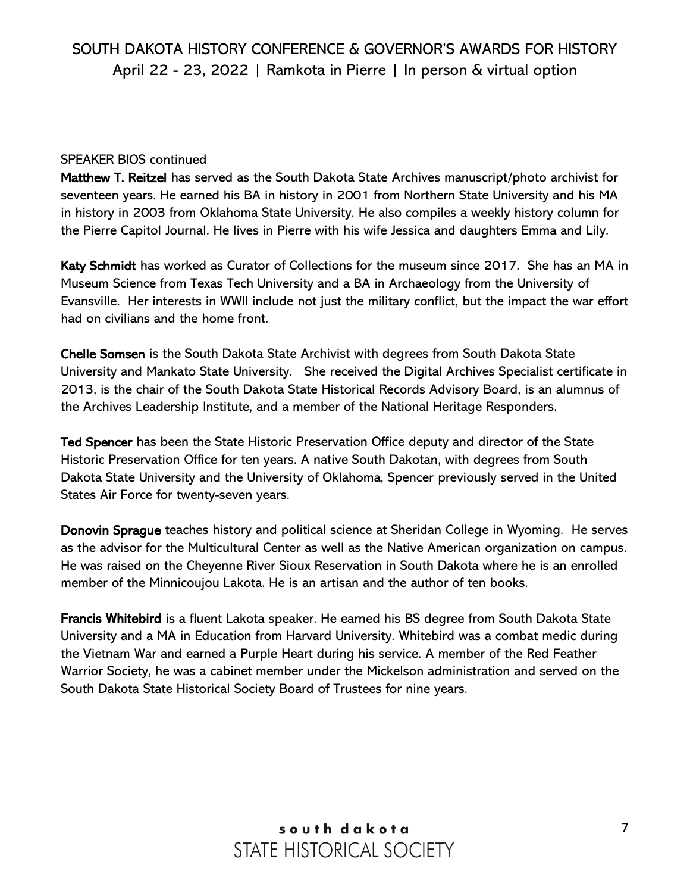SPEAKER BIOS continued

**Matthew T. Reitzel** has served as the South Dakota State Archives manuscript/photo archivist for seventeen years. He earned his BA in history in 2001 from Northern State University and his MA in history in 2003 from Oklahoma State University. He also compiles a weekly history column for the Pierre Capitol Journal. He lives in Pierre with his wife Jessica and daughters Emma and Lily.

**Katy Schmidt** has worked as Curator of Collections for the museum since 2017. She has an MA in Museum Science from Texas Tech University and a BA in Archaeology from the University of Evansville. Her interests in WWII include not just the military conflict, but the impact the war effort had on civilians and the home front.

**Chelle Somsen** is the South Dakota State Archivist with degrees from South Dakota State University and Mankato State University. She received the Digital Archives Specialist certificate in 2013, is the chair of the South Dakota State Historical Records Advisory Board, is an alumnus of the Archives Leadership Institute, and a member of the National Heritage Responders.

**Ted Spencer** has been the State Historic Preservation Office deputy and director of the State Historic Preservation Office for ten years. A native South Dakotan, with degrees from South Dakota State University and the University of Oklahoma, Spencer previously served in the United States Air Force for twenty-seven years.

**Donovin Sprague** teaches history and political science at Sheridan College in Wyoming. He serves as the advisor for the Multicultural Center as well as the Native American organization on campus. He was raised on the Cheyenne River Sioux Reservation in South Dakota where he is an enrolled member of the Minnicoujou Lakota. He is an artisan and the author of ten books.

**Francis Whitebird** is a fluent Lakota speaker. He earned his BS degree from South Dakota State University and a MA in Education from Harvard University. Whitebird was a combat medic during the Vietnam War and earned a Purple Heart during his service. A member of the Red Feather Warrior Society, he was a cabinet member under the Mickelson administration and served on the South Dakota State Historical Society Board of Trustees for nine years.